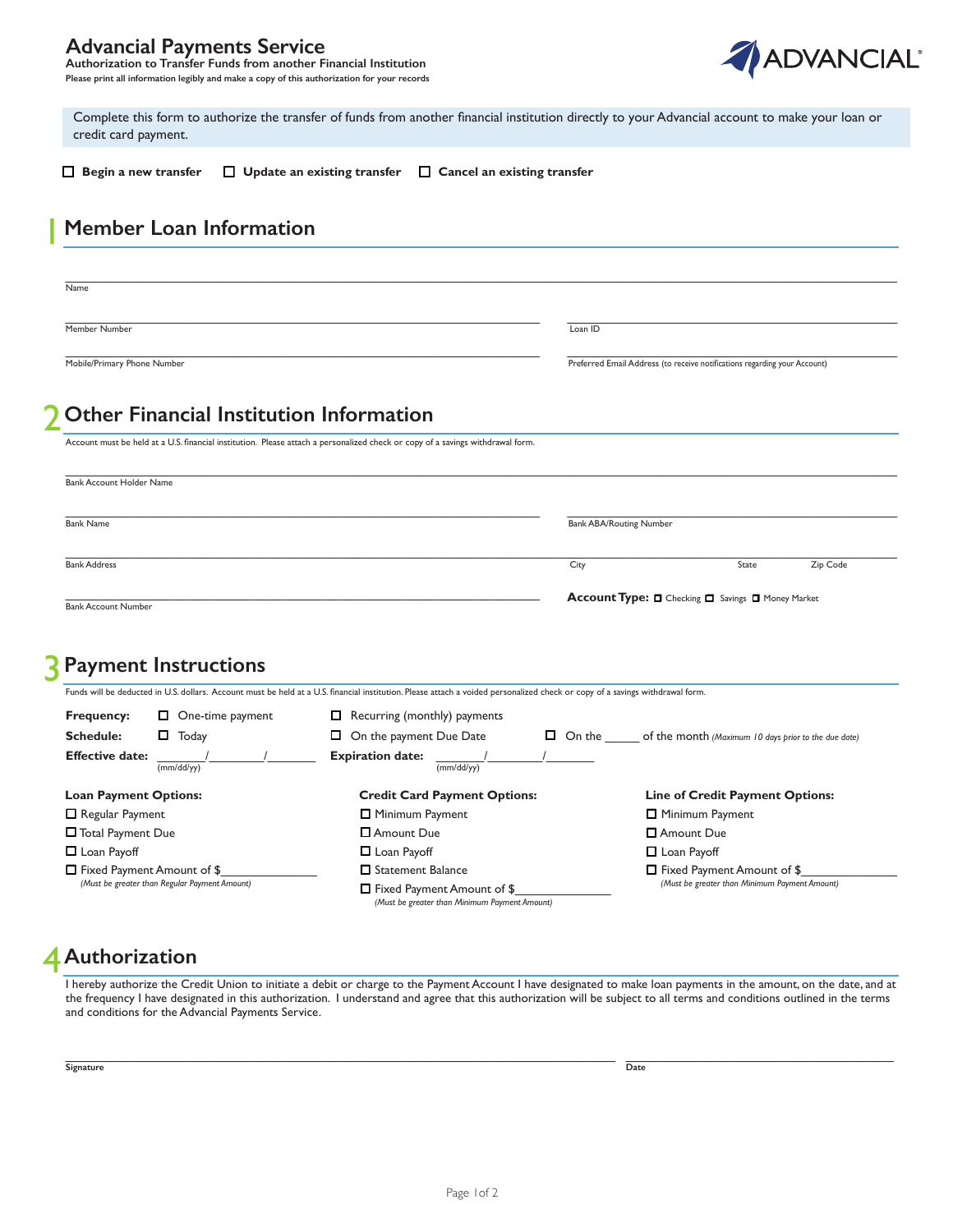# Advancial Payments Service

**Authorization to Transfer Funds from another Financial Institution**

**Please print all information legibly and make a copy of this authorization for your records**

ADVANCIAL®

Complete this form to authorize the transfer of funds from another financial institution directly to your Advancial account to make your loan or credit card payment.

☐ **Begin a new transfer** ☐ **Update an existing transfer** ☐ **Cancel an existing transfer**

## 1 Member Loan Information

Name ______________________________

Member Number ______________________________ Loan ID ______________________________

Mobile/Primary Phone Number ______________________________ Preferred Email Address (to receive notifications regarding your Account) ______________________________

## 2 Other Financial Institution Information

Account must be held at a U.S. financial institution. Please attach a personalized check or copy of a savings withdrawal form.

Bank Account Holder Name ______________________________

Bank Name ______________________________ Bank ABA/Routing Number ______________________________

Bank Address ______________________________ City ______________ State ________ Zip Code ________

Bank Account Number ______________________________ **Account Type:** ☐ Checking ☐ Savings ☐ Money Market

## 3 Payment Instructions

Funds will be deducted in U.S. dollars. Account must be held at a U.S. financial institution. Please attach a voided personalized check or copy of a savings withdrawal form.

**Frequency:** ☐ One-time payment ☐ Recurring (monthly) payments

**Schedule:** ☐ Today ☐ On the payment Due Date ☐ On the ______ of the month *(Maximum 10 days prior to the due date)*

**Effective date:** ________/________/________ (mm/dd/yy) **Expiration date:** ________/________/________ (mm/dd/yy)

**Loan Payment Options:**

- ☐ Regular Payment
- ☐ Total Payment Due
- ☐ Loan Payoff
- ☐ Fixed Payment Amount of $______________
  *(Must be greater than Regular Payment Amount)*

**Credit Card Payment Options:**

- ☐ Minimum Payment
- ☐ Amount Due
- ☐ Loan Payoff
- ☐ Statement Balance
- ☐ Fixed Payment Amount of $______________
  *(Must be greater than Minimum Payment Amount)*

**Line of Credit Payment Options:**

- ☐ Minimum Payment
- ☐ Amount Due
- ☐ Loan Payoff
- ☐ Fixed Payment Amount of $______________
  *(Must be greater than Minimum Payment Amount)*

## 4 Authorization

I hereby authorize the Credit Union to initiate a debit or charge to the Payment Account I have designated to make loan payments in the amount, on the date, and at the frequency I have designated in this authorization. I understand and agree that this authorization will be subject to all terms and conditions outlined in the terms and conditions for the Advancial Payments Service.

**Signature** ______________________________ **Date** ______________________________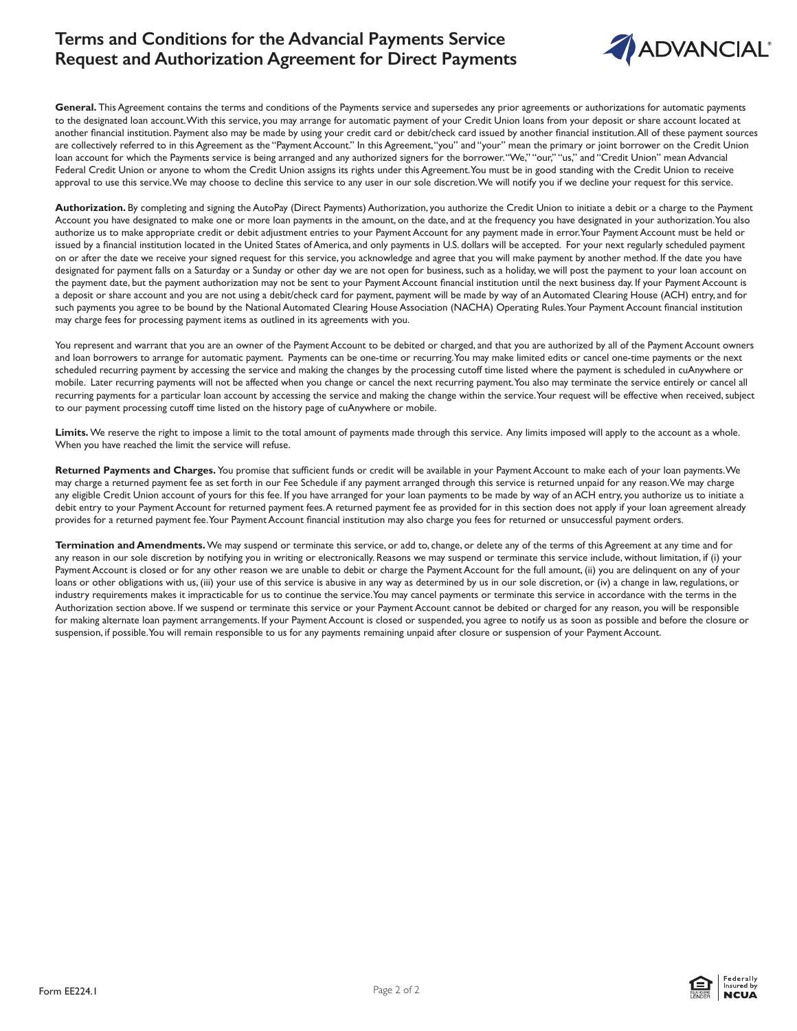# Terms and Conditions for the Advancial Payments Service Request and Authorization Agreement for Direct Payments

**General.** This Agreement contains the terms and conditions of the Payments service and supersedes any prior agreements or authorizations for automatic payments to the designated loan account. With this service, you may arrange for automatic payment of your Credit Union loans from your deposit or share account located at another financial institution. Payment also may be made by using your credit card or debit/check card issued by another financial institution. All of these payment sources are collectively referred to in this Agreement as the "Payment Account." In this Agreement, "you" and "your" mean the primary or joint borrower on the Credit Union loan account for which the Payments service is being arranged and any authorized signers for the borrower. "We," "our," "us," and "Credit Union" mean Advancial Federal Credit Union or anyone to whom the Credit Union assigns its rights under this Agreement. You must be in good standing with the Credit Union to receive approval to use this service. We may choose to decline this service to any user in our sole discretion. We will notify you if we decline your request for this service.

**Authorization.** By completing and signing the AutoPay (Direct Payments) Authorization, you authorize the Credit Union to initiate a debit or a charge to the Payment Account you have designated to make one or more loan payments in the amount, on the date, and at the frequency you have designated in your authorization. You also authorize us to make appropriate credit or debit adjustment entries to your Payment Account for any payment made in error. Your Payment Account must be held or issued by a financial institution located in the United States of America, and only payments in U.S. dollars will be accepted. For your next regularly scheduled payment on or after the date we receive your signed request for this service, you acknowledge and agree that you will make payment by another method. If the date you have designated for payment falls on a Saturday or a Sunday or other day we are not open for business, such as a holiday, we will post the payment to your loan account on the payment date, but the payment authorization may not be sent to your Payment Account financial institution until the next business day. If your Payment Account is a deposit or share account and you are not using a debit/check card for payment, payment will be made by way of an Automated Clearing House (ACH) entry, and for such payments you agree to be bound by the National Automated Clearing House Association (NACHA) Operating Rules. Your Payment Account financial institution may charge fees for processing payment items as outlined in its agreements with you.

You represent and warrant that you are an owner of the Payment Account to be debited or charged, and that you are authorized by all of the Payment Account owners and loan borrowers to arrange for automatic payment. Payments can be one-time or recurring. You may make limited edits or cancel one-time payments or the next scheduled recurring payment by accessing the service and making the changes by the processing cutoff time listed where the payment is scheduled in cuAnywhere or mobile. Later recurring payments will not be affected when you change or cancel the next recurring payment. You also may terminate the service entirely or cancel all recurring payments for a particular loan account by accessing the service and making the change within the service. Your request will be effective when received, subject to our payment processing cutoff time listed on the history page of cuAnywhere or mobile.

**Limits.** We reserve the right to impose a limit to the total amount of payments made through this service. Any limits imposed will apply to the account as a whole. When you have reached the limit the service will refuse.

**Returned Payments and Charges.** You promise that sufficient funds or credit will be available in your Payment Account to make each of your loan payments. We may charge a returned payment fee as set forth in our Fee Schedule if any payment arranged through this service is returned unpaid for any reason. We may charge any eligible Credit Union account of yours for this fee. If you have arranged for your loan payments to be made by way of an ACH entry, you authorize us to initiate a debit entry to your Payment Account for returned payment fees. A returned payment fee as provided for in this section does not apply if your loan agreement already provides for a returned payment fee. Your Payment Account financial institution may also charge you fees for returned or unsuccessful payment orders.

**Termination and Amendments.** We may suspend or terminate this service, or add to, change, or delete any of the terms of this Agreement at any time and for any reason in our sole discretion by notifying you in writing or electronically. Reasons we may suspend or terminate this service include, without limitation, if (i) your Payment Account is closed or for any other reason we are unable to debit or charge the Payment Account for the full amount, (ii) you are delinquent on any of your loans or other obligations with us, (iii) your use of this service is abusive in any way as determined by us in our sole discretion, or (iv) a change in law, regulations, or industry requirements makes it impracticable for us to continue the service. You may cancel payments or terminate this service in accordance with the terms in the Authorization section above. If we suspend or terminate this service or your Payment Account cannot be debited or charged for any reason, you will be responsible for making alternate loan payment arrangements. If your Payment Account is closed or suspended, you agree to notify us as soon as possible and before the closure or suspension, if possible. You will remain responsible to us for any payments remaining unpaid after closure or suspension of your Payment Account.

Form EE224.1

Federally Insured by NCUA